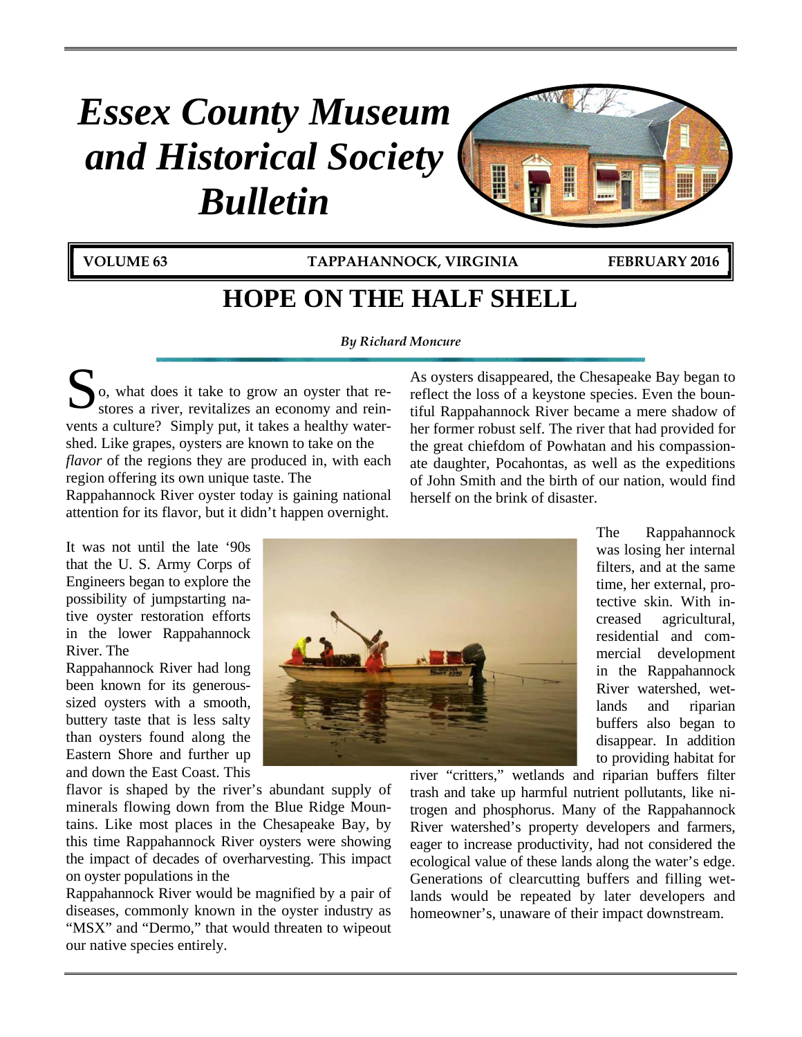# *Essex County Museum and Historical Society Bulletin*

**VOLUME 63** **TAPPAHANNOCK, VIRGINIA** **FEBRUARY 2016**

## HOPE ON THE HALF SHELL

*By Richard Moncure*

So, what does it take to grow an oyster that restores a river, revitalizes an economy and reinvents a culture? Simply put, it takes a healthy watershed. Like grapes, oysters are known to take on the *flavor* of the regions they are produced in, with each region offering its own unique taste. The Rappahannock River oyster today is gaining national attention for its flavor, but it didn't happen overnight.

It was not until the late '90s that the U. S. Army Corps of Engineers began to explore the possibility of jumpstarting native oyster restoration efforts in the lower Rappahannock River. The Rappahannock River had long been known for its generous-sized oysters with a smooth, buttery taste that is less salty than oysters found along the Eastern Shore and further up and down the East Coast. This flavor is shaped by the river's abundant supply of minerals flowing down from the Blue Ridge Mountains. Like most places in the Chesapeake Bay, by this time Rappahannock River oysters were showing the impact of decades of overharvesting. This impact on oyster populations in the Rappahannock River would be magnified by a pair of diseases, commonly known in the oyster industry as "MSX" and "Dermo," that would threaten to wipeout our native species entirely.

As oysters disappeared, the Chesapeake Bay began to reflect the loss of a keystone species. Even the bountiful Rappahannock River became a mere shadow of her former robust self. The river that had provided for the great chiefdom of Powhatan and his compassionate daughter, Pocahontas, as well as the expeditions of John Smith and the birth of our nation, would find herself on the brink of disaster.

The Rappahannock was losing her internal filters, and at the same time, her external, protective skin. With increased agricultural, residential and commercial development in the Rappahannock River watershed, wetlands and riparian buffers also began to disappear. In addition to providing habitat for river "critters," wetlands and riparian buffers filter trash and take up harmful nutrient pollutants, like nitrogen and phosphorus. Many of the Rappahannock River watershed's property developers and farmers, eager to increase productivity, had not considered the ecological value of these lands along the water's edge. Generations of clearcutting buffers and filling wetlands would be repeated by later developers and homeowner's, unaware of their impact downstream.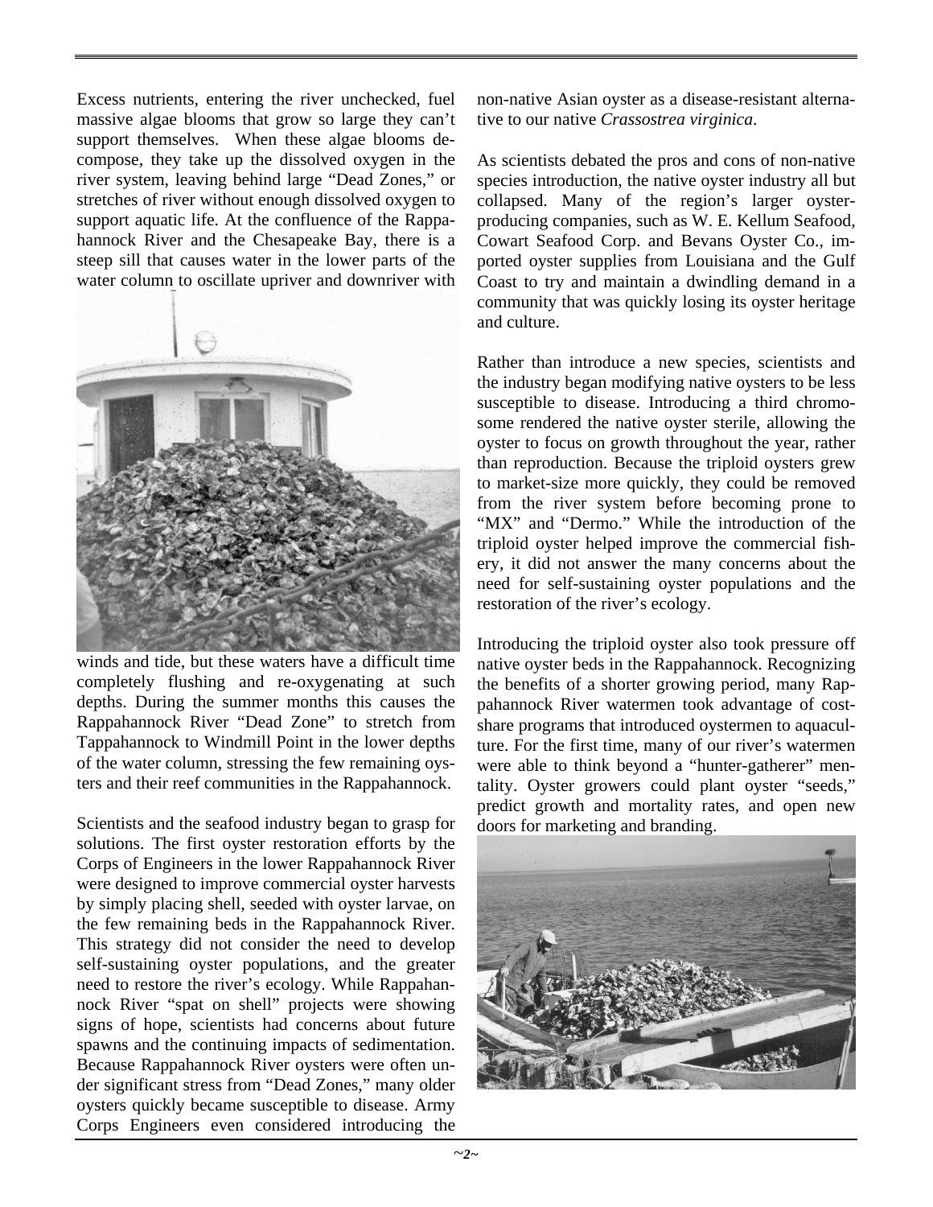Excess nutrients, entering the river unchecked, fuel massive algae blooms that grow so large they can't support themselves. When these algae blooms decompose, they take up the dissolved oxygen in the river system, leaving behind large "Dead Zones," or stretches of river without enough dissolved oxygen to support aquatic life. At the confluence of the Rappahannock River and the Chesapeake Bay, there is a steep sill that causes water in the lower parts of the water column to oscillate upriver and downriver with winds and tide, but these waters have a difficult time completely flushing and re-oxygenating at such depths. During the summer months this causes the Rappahannock River "Dead Zone" to stretch from Tappahannock to Windmill Point in the lower depths of the water column, stressing the few remaining oysters and their reef communities in the Rappahannock.

Scientists and the seafood industry began to grasp for solutions. The first oyster restoration efforts by the Corps of Engineers in the lower Rappahannock River were designed to improve commercial oyster harvests by simply placing shell, seeded with oyster larvae, on the few remaining beds in the Rappahannock River. This strategy did not consider the need to develop self-sustaining oyster populations, and the greater need to restore the river's ecology. While Rappahannock River "spat on shell" projects were showing signs of hope, scientists had concerns about future spawns and the continuing impacts of sedimentation. Because Rappahannock River oysters were often under significant stress from "Dead Zones," many older oysters quickly became susceptible to disease. Army Corps Engineers even considered introducing the non-native Asian oyster as a disease-resistant alternative to our native *Crassostrea virginica*.

As scientists debated the pros and cons of non-native species introduction, the native oyster industry all but collapsed. Many of the region's larger oyster-producing companies, such as W. E. Kellum Seafood, Cowart Seafood Corp. and Bevans Oyster Co., imported oyster supplies from Louisiana and the Gulf Coast to try and maintain a dwindling demand in a community that was quickly losing its oyster heritage and culture.

Rather than introduce a new species, scientists and the industry began modifying native oysters to be less susceptible to disease. Introducing a third chromosome rendered the native oyster sterile, allowing the oyster to focus on growth throughout the year, rather than reproduction. Because the triploid oysters grew to market-size more quickly, they could be removed from the river system before becoming prone to "MX" and "Dermo." While the introduction of the triploid oyster helped improve the commercial fishery, it did not answer the many concerns about the need for self-sustaining oyster populations and the restoration of the river's ecology.

Introducing the triploid oyster also took pressure off native oyster beds in the Rappahannock. Recognizing the benefits of a shorter growing period, many Rappahannock River watermen took advantage of cost-share programs that introduced oystermen to aquaculture. For the first time, many of our river's watermen were able to think beyond a "hunter-gatherer" mentality. Oyster growers could plant oyster "seeds," predict growth and mortality rates, and open new doors for marketing and branding.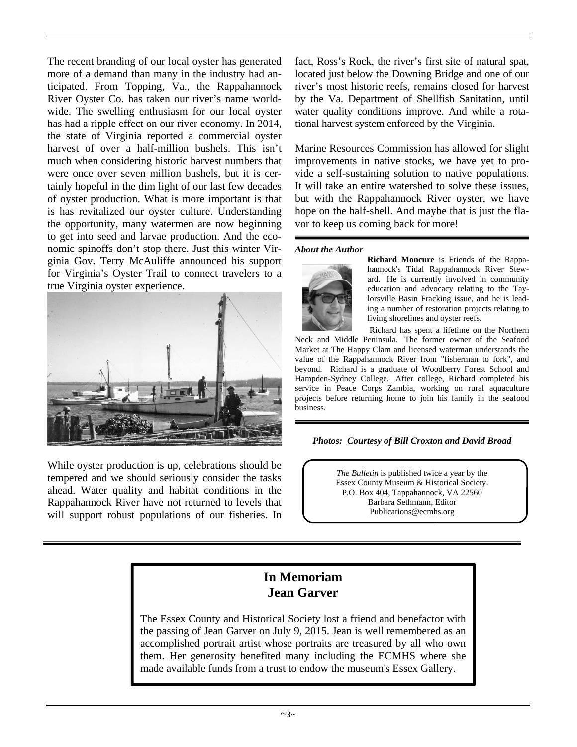The recent branding of our local oyster has generated more of a demand than many in the industry had anticipated. From Topping, Va., the Rappahannock River Oyster Co. has taken our river's name worldwide. The swelling enthusiasm for our local oyster has had a ripple effect on our river economy. In 2014, the state of Virginia reported a commercial oyster harvest of over a half-million bushels. This isn't much when considering historic harvest numbers that were once over seven million bushels, but it is certainly hopeful in the dim light of our last few decades of oyster production. What is more important is that is has revitalized our oyster culture. Understanding the opportunity, many watermen are now beginning to get into seed and larvae production. And the economic spinoffs don't stop there. Just this winter Virginia Gov. Terry McAuliffe announced his support for Virginia's Oyster Trail to connect travelers to a true Virginia oyster experience.

While oyster production is up, celebrations should be tempered and we should seriously consider the tasks ahead. Water quality and habitat conditions in the Rappahannock River have not returned to levels that will support robust populations of our fisheries. In fact, Ross's Rock, the river's first site of natural spat, located just below the Downing Bridge and one of our river's most historic reefs, remains closed for harvest by the Va. Department of Shellfish Sanitation, until water quality conditions improve. And while a rotational harvest system enforced by the Virginia.

Marine Resources Commission has allowed for slight improvements in native stocks, we have yet to provide a self-sustaining solution to native populations. It will take an entire watershed to solve these issues, but with the Rappahannock River oyster, we have hope on the half-shell. And maybe that is just the flavor to keep us coming back for more!

***About the Author***

**Richard Moncure** is Friends of the Rappahannock's Tidal Rappahannock River Steward. He is currently involved in community education and advocacy relating to the Taylorsville Basin Fracking issue, and he is leading a number of restoration projects relating to living shorelines and oyster reefs.

Richard has spent a lifetime on the Northern Neck and Middle Peninsula. The former owner of the Seafood Market at The Happy Clam and licensed waterman understands the value of the Rappahannock River from "fisherman to fork", and beyond. Richard is a graduate of Woodberry Forest School and Hampden-Sydney College. After college, Richard completed his service in Peace Corps Zambia, working on rural aquaculture projects before returning home to join his family in the seafood business.

***Photos: Courtesy of Bill Croxton and David Broad***

*The Bulletin* is published twice a year by the Essex County Museum & Historical Society.
P.O. Box 404, Tappahannock, VA 22560
Barbara Sethmann, Editor
Publications@ecmhs.org

## In Memoriam
## Jean Garver

The Essex County and Historical Society lost a friend and benefactor with the passing of Jean Garver on July 9, 2015. Jean is well remembered as an accomplished portrait artist whose portraits are treasured by all who own them. Her generosity benefited many including the ECMHS where she made available funds from a trust to endow the museum's Essex Gallery.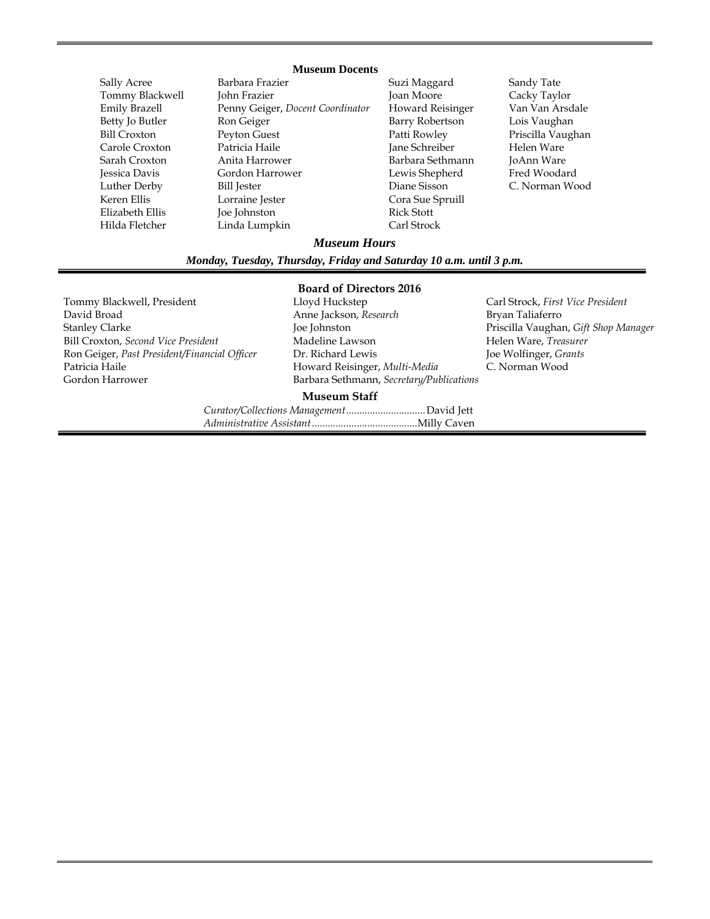## Museum Docents

Sally Acree
Tommy Blackwell
Emily Brazell
Betty Jo Butler
Bill Croxton
Carole Croxton
Sarah Croxton
Jessica Davis
Luther Derby
Keren Ellis
Elizabeth Ellis
Hilda Fletcher
Barbara Frazier
John Frazier
Penny Geiger, *Docent Coordinator*
Ron Geiger
Peyton Guest
Patricia Haile
Anita Harrower
Gordon Harrower
Bill Jester
Lorraine Jester
Joe Johnston
Linda Lumpkin
Suzi Maggard
Joan Moore
Howard Reisinger
Barry Robertson
Patti Rowley
Jane Schreiber
Barbara Sethmann
Lewis Shepherd
Diane Sisson
Cora Sue Spruill
Rick Stott
Carl Strock
Sandy Tate
Cacky Taylor
Van Van Arsdale
Lois Vaughan
Priscilla Vaughan
Helen Ware
JoAnn Ware
Fred Woodard
C. Norman Wood

## *Museum Hours*

***Monday, Tuesday, Thursday, Friday and Saturday 10 a.m. until 3 p.m.***

## Board of Directors 2016

Tommy Blackwell, President
David Broad
Stanley Clarke
Bill Croxton, *Second Vice President*
Ron Geiger, *Past President/Financial Officer*
Patricia Haile
Gordon Harrower
Lloyd Huckstep
Anne Jackson, *Research*
Joe Johnston
Madeline Lawson
Dr. Richard Lewis
Howard Reisinger, *Multi-Media*
Barbara Sethmann, *Secretary/Publications*
Carl Strock, *First Vice President*
Bryan Taliaferro
Priscilla Vaughan, *Gift Shop Manager*
Helen Ware, *Treasurer*
Joe Wolfinger, *Grants*
C. Norman Wood

## Museum Staff

*Curator/Collections Management*............................. David Jett
*Administrative Assistant*........................................Milly Caven